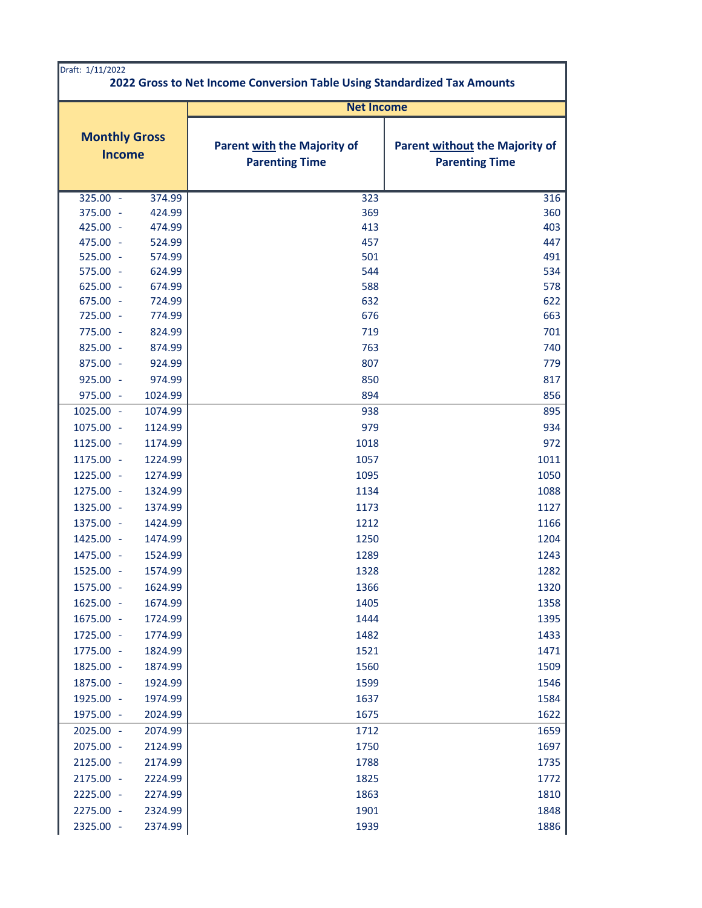Draft: 1/11/2022

## 2022 Gross to Net Income Conversion Table Using Standardized Tax Amounts

| Monthly Gross Income | Net Income: Parent with the Majority of Parenting Time | Net Income: Parent without the Majority of Parenting Time |
|---|---|---|
| 325.00 - 374.99 | 323 | 316 |
| 375.00 - 424.99 | 369 | 360 |
| 425.00 - 474.99 | 413 | 403 |
| 475.00 - 524.99 | 457 | 447 |
| 525.00 - 574.99 | 501 | 491 |
| 575.00 - 624.99 | 544 | 534 |
| 625.00 - 674.99 | 588 | 578 |
| 675.00 - 724.99 | 632 | 622 |
| 725.00 - 774.99 | 676 | 663 |
| 775.00 - 824.99 | 719 | 701 |
| 825.00 - 874.99 | 763 | 740 |
| 875.00 - 924.99 | 807 | 779 |
| 925.00 - 974.99 | 850 | 817 |
| 975.00 - 1024.99 | 894 | 856 |
| 1025.00 - 1074.99 | 938 | 895 |
| 1075.00 - 1124.99 | 979 | 934 |
| 1125.00 - 1174.99 | 1018 | 972 |
| 1175.00 - 1224.99 | 1057 | 1011 |
| 1225.00 - 1274.99 | 1095 | 1050 |
| 1275.00 - 1324.99 | 1134 | 1088 |
| 1325.00 - 1374.99 | 1173 | 1127 |
| 1375.00 - 1424.99 | 1212 | 1166 |
| 1425.00 - 1474.99 | 1250 | 1204 |
| 1475.00 - 1524.99 | 1289 | 1243 |
| 1525.00 - 1574.99 | 1328 | 1282 |
| 1575.00 - 1624.99 | 1366 | 1320 |
| 1625.00 - 1674.99 | 1405 | 1358 |
| 1675.00 - 1724.99 | 1444 | 1395 |
| 1725.00 - 1774.99 | 1482 | 1433 |
| 1775.00 - 1824.99 | 1521 | 1471 |
| 1825.00 - 1874.99 | 1560 | 1509 |
| 1875.00 - 1924.99 | 1599 | 1546 |
| 1925.00 - 1974.99 | 1637 | 1584 |
| 1975.00 - 2024.99 | 1675 | 1622 |
| 2025.00 - 2074.99 | 1712 | 1659 |
| 2075.00 - 2124.99 | 1750 | 1697 |
| 2125.00 - 2174.99 | 1788 | 1735 |
| 2175.00 - 2224.99 | 1825 | 1772 |
| 2225.00 - 2274.99 | 1863 | 1810 |
| 2275.00 - 2324.99 | 1901 | 1848 |
| 2325.00 - 2374.99 | 1939 | 1886 |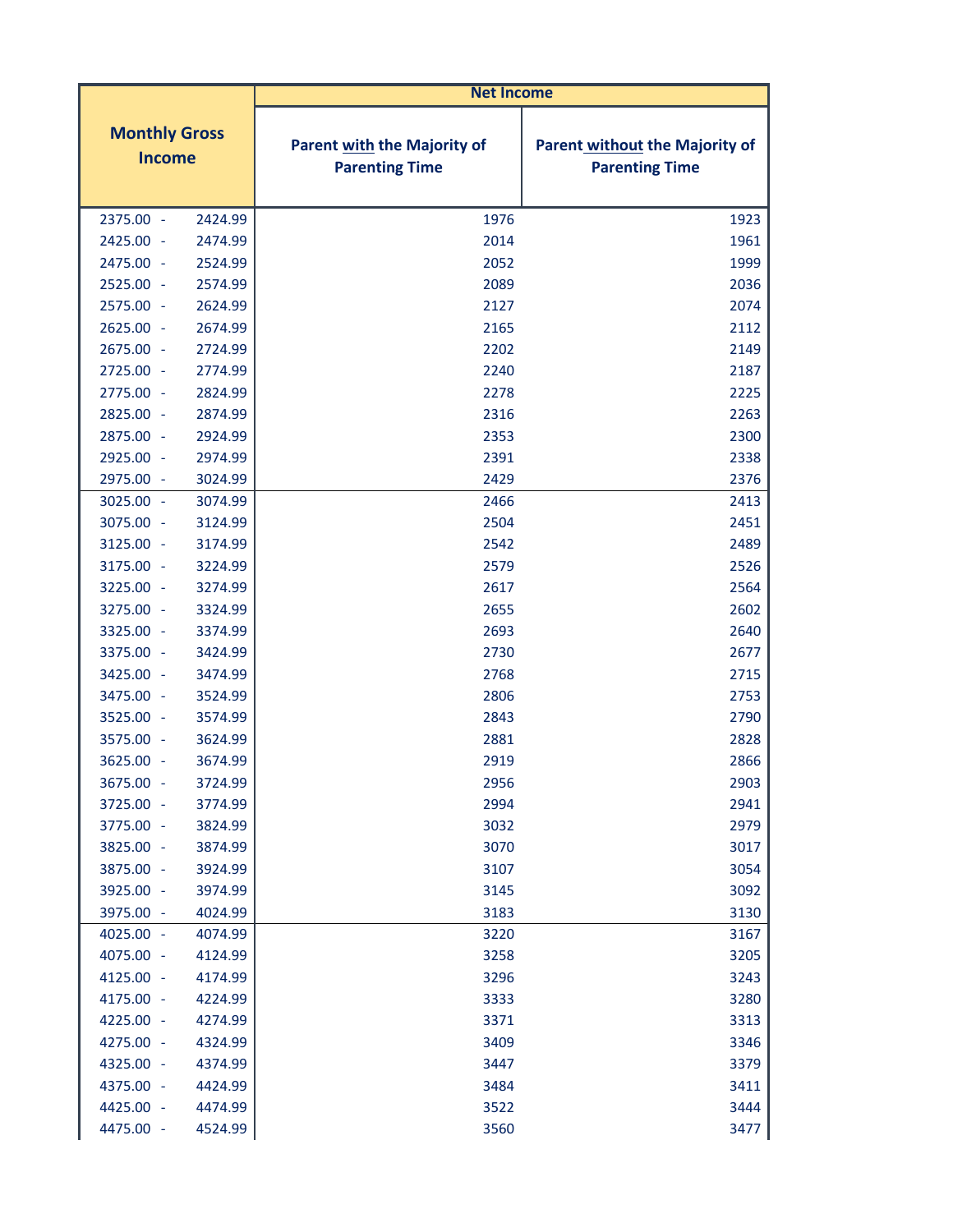| Monthly Gross Income | Net Income | |
|---|---|---|
| | Parent with the Majority of Parenting Time | Parent without the Majority of Parenting Time |
| 2375.00 - 2424.99 | 1976 | 1923 |
| 2425.00 - 2474.99 | 2014 | 1961 |
| 2475.00 - 2524.99 | 2052 | 1999 |
| 2525.00 - 2574.99 | 2089 | 2036 |
| 2575.00 - 2624.99 | 2127 | 2074 |
| 2625.00 - 2674.99 | 2165 | 2112 |
| 2675.00 - 2724.99 | 2202 | 2149 |
| 2725.00 - 2774.99 | 2240 | 2187 |
| 2775.00 - 2824.99 | 2278 | 2225 |
| 2825.00 - 2874.99 | 2316 | 2263 |
| 2875.00 - 2924.99 | 2353 | 2300 |
| 2925.00 - 2974.99 | 2391 | 2338 |
| 2975.00 - 3024.99 | 2429 | 2376 |
| 3025.00 - 3074.99 | 2466 | 2413 |
| 3075.00 - 3124.99 | 2504 | 2451 |
| 3125.00 - 3174.99 | 2542 | 2489 |
| 3175.00 - 3224.99 | 2579 | 2526 |
| 3225.00 - 3274.99 | 2617 | 2564 |
| 3275.00 - 3324.99 | 2655 | 2602 |
| 3325.00 - 3374.99 | 2693 | 2640 |
| 3375.00 - 3424.99 | 2730 | 2677 |
| 3425.00 - 3474.99 | 2768 | 2715 |
| 3475.00 - 3524.99 | 2806 | 2753 |
| 3525.00 - 3574.99 | 2843 | 2790 |
| 3575.00 - 3624.99 | 2881 | 2828 |
| 3625.00 - 3674.99 | 2919 | 2866 |
| 3675.00 - 3724.99 | 2956 | 2903 |
| 3725.00 - 3774.99 | 2994 | 2941 |
| 3775.00 - 3824.99 | 3032 | 2979 |
| 3825.00 - 3874.99 | 3070 | 3017 |
| 3875.00 - 3924.99 | 3107 | 3054 |
| 3925.00 - 3974.99 | 3145 | 3092 |
| 3975.00 - 4024.99 | 3183 | 3130 |
| 4025.00 - 4074.99 | 3220 | 3167 |
| 4075.00 - 4124.99 | 3258 | 3205 |
| 4125.00 - 4174.99 | 3296 | 3243 |
| 4175.00 - 4224.99 | 3333 | 3280 |
| 4225.00 - 4274.99 | 3371 | 3313 |
| 4275.00 - 4324.99 | 3409 | 3346 |
| 4325.00 - 4374.99 | 3447 | 3379 |
| 4375.00 - 4424.99 | 3484 | 3411 |
| 4425.00 - 4474.99 | 3522 | 3444 |
| 4475.00 - 4524.99 | 3560 | 3477 |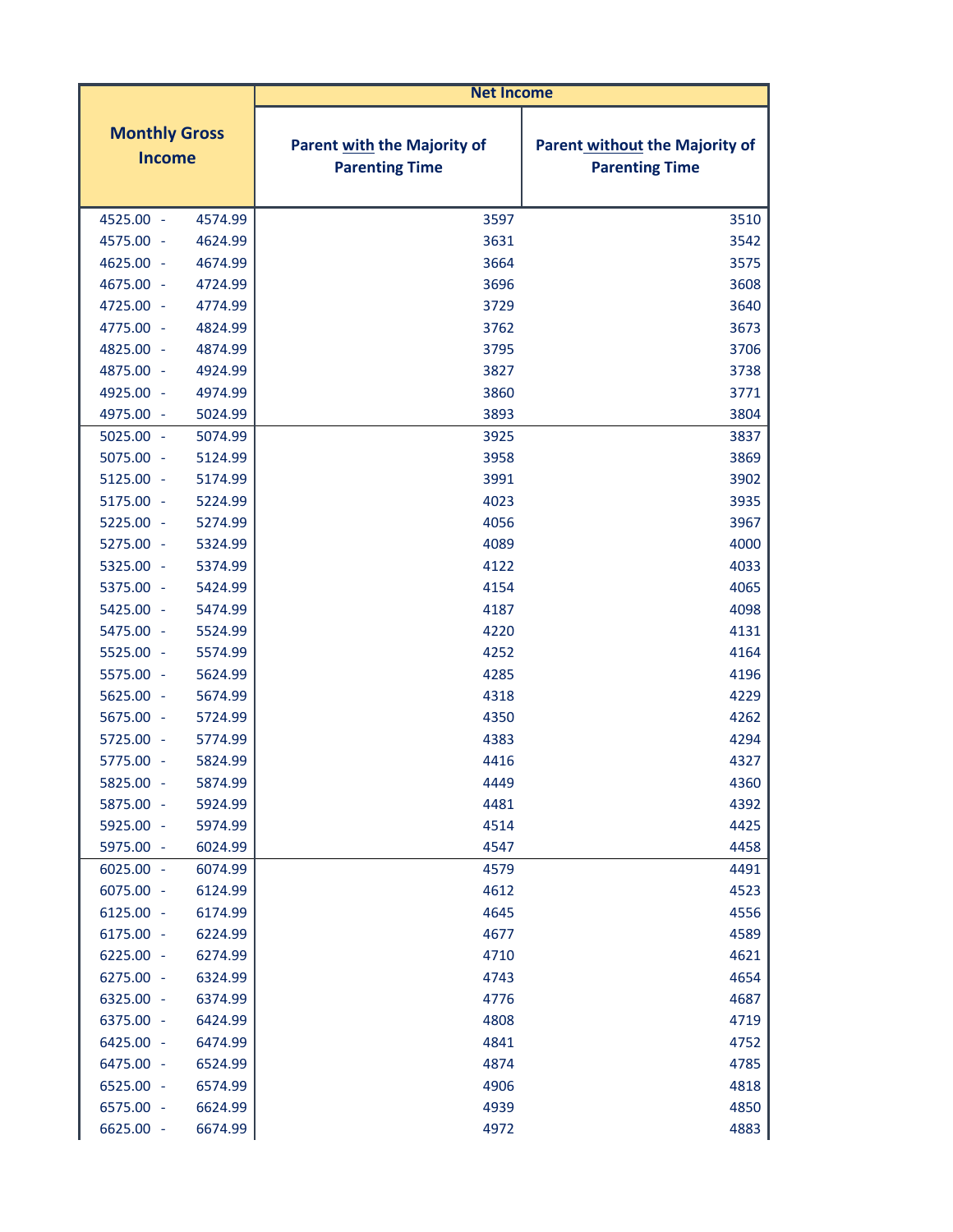| Monthly Gross Income | Net Income | |
|---|---|---|
| | Parent with the Majority of Parenting Time | Parent without the Majority of Parenting Time |
| 4525.00 - 4574.99 | 3597 | 3510 |
| 4575.00 - 4624.99 | 3631 | 3542 |
| 4625.00 - 4674.99 | 3664 | 3575 |
| 4675.00 - 4724.99 | 3696 | 3608 |
| 4725.00 - 4774.99 | 3729 | 3640 |
| 4775.00 - 4824.99 | 3762 | 3673 |
| 4825.00 - 4874.99 | 3795 | 3706 |
| 4875.00 - 4924.99 | 3827 | 3738 |
| 4925.00 - 4974.99 | 3860 | 3771 |
| 4975.00 - 5024.99 | 3893 | 3804 |
| 5025.00 - 5074.99 | 3925 | 3837 |
| 5075.00 - 5124.99 | 3958 | 3869 |
| 5125.00 - 5174.99 | 3991 | 3902 |
| 5175.00 - 5224.99 | 4023 | 3935 |
| 5225.00 - 5274.99 | 4056 | 3967 |
| 5275.00 - 5324.99 | 4089 | 4000 |
| 5325.00 - 5374.99 | 4122 | 4033 |
| 5375.00 - 5424.99 | 4154 | 4065 |
| 5425.00 - 5474.99 | 4187 | 4098 |
| 5475.00 - 5524.99 | 4220 | 4131 |
| 5525.00 - 5574.99 | 4252 | 4164 |
| 5575.00 - 5624.99 | 4285 | 4196 |
| 5625.00 - 5674.99 | 4318 | 4229 |
| 5675.00 - 5724.99 | 4350 | 4262 |
| 5725.00 - 5774.99 | 4383 | 4294 |
| 5775.00 - 5824.99 | 4416 | 4327 |
| 5825.00 - 5874.99 | 4449 | 4360 |
| 5875.00 - 5924.99 | 4481 | 4392 |
| 5925.00 - 5974.99 | 4514 | 4425 |
| 5975.00 - 6024.99 | 4547 | 4458 |
| 6025.00 - 6074.99 | 4579 | 4491 |
| 6075.00 - 6124.99 | 4612 | 4523 |
| 6125.00 - 6174.99 | 4645 | 4556 |
| 6175.00 - 6224.99 | 4677 | 4589 |
| 6225.00 - 6274.99 | 4710 | 4621 |
| 6275.00 - 6324.99 | 4743 | 4654 |
| 6325.00 - 6374.99 | 4776 | 4687 |
| 6375.00 - 6424.99 | 4808 | 4719 |
| 6425.00 - 6474.99 | 4841 | 4752 |
| 6475.00 - 6524.99 | 4874 | 4785 |
| 6525.00 - 6574.99 | 4906 | 4818 |
| 6575.00 - 6624.99 | 4939 | 4850 |
| 6625.00 - 6674.99 | 4972 | 4883 |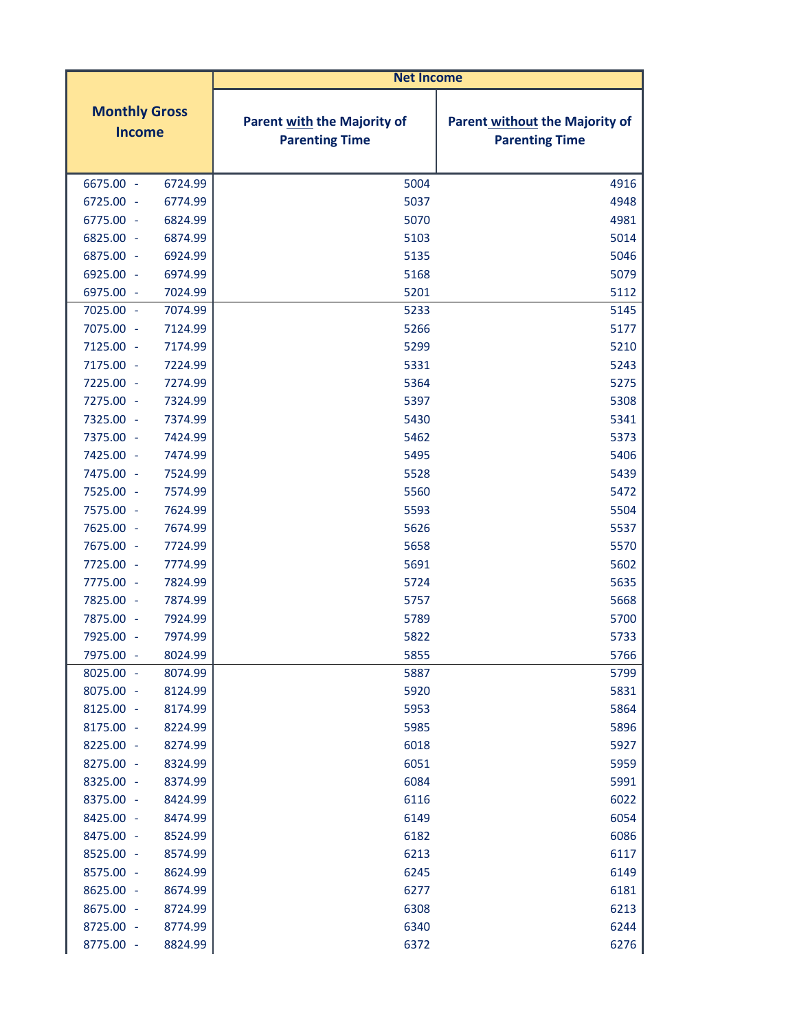| Monthly Gross Income | Net Income | |
|---|---|---|
| | Parent <u>with</u> the Majority of Parenting Time | Parent <u>without</u> the Majority of Parenting Time |
| 6675.00 - 6724.99 | 5004 | 4916 |
| 6725.00 - 6774.99 | 5037 | 4948 |
| 6775.00 - 6824.99 | 5070 | 4981 |
| 6825.00 - 6874.99 | 5103 | 5014 |
| 6875.00 - 6924.99 | 5135 | 5046 |
| 6925.00 - 6974.99 | 5168 | 5079 |
| 6975.00 - 7024.99 | 5201 | 5112 |
| 7025.00 - 7074.99 | 5233 | 5145 |
| 7075.00 - 7124.99 | 5266 | 5177 |
| 7125.00 - 7174.99 | 5299 | 5210 |
| 7175.00 - 7224.99 | 5331 | 5243 |
| 7225.00 - 7274.99 | 5364 | 5275 |
| 7275.00 - 7324.99 | 5397 | 5308 |
| 7325.00 - 7374.99 | 5430 | 5341 |
| 7375.00 - 7424.99 | 5462 | 5373 |
| 7425.00 - 7474.99 | 5495 | 5406 |
| 7475.00 - 7524.99 | 5528 | 5439 |
| 7525.00 - 7574.99 | 5560 | 5472 |
| 7575.00 - 7624.99 | 5593 | 5504 |
| 7625.00 - 7674.99 | 5626 | 5537 |
| 7675.00 - 7724.99 | 5658 | 5570 |
| 7725.00 - 7774.99 | 5691 | 5602 |
| 7775.00 - 7824.99 | 5724 | 5635 |
| 7825.00 - 7874.99 | 5757 | 5668 |
| 7875.00 - 7924.99 | 5789 | 5700 |
| 7925.00 - 7974.99 | 5822 | 5733 |
| 7975.00 - 8024.99 | 5855 | 5766 |
| 8025.00 - 8074.99 | 5887 | 5799 |
| 8075.00 - 8124.99 | 5920 | 5831 |
| 8125.00 - 8174.99 | 5953 | 5864 |
| 8175.00 - 8224.99 | 5985 | 5896 |
| 8225.00 - 8274.99 | 6018 | 5927 |
| 8275.00 - 8324.99 | 6051 | 5959 |
| 8325.00 - 8374.99 | 6084 | 5991 |
| 8375.00 - 8424.99 | 6116 | 6022 |
| 8425.00 - 8474.99 | 6149 | 6054 |
| 8475.00 - 8524.99 | 6182 | 6086 |
| 8525.00 - 8574.99 | 6213 | 6117 |
| 8575.00 - 8624.99 | 6245 | 6149 |
| 8625.00 - 8674.99 | 6277 | 6181 |
| 8675.00 - 8724.99 | 6308 | 6213 |
| 8725.00 - 8774.99 | 6340 | 6244 |
| 8775.00 - 8824.99 | 6372 | 6276 |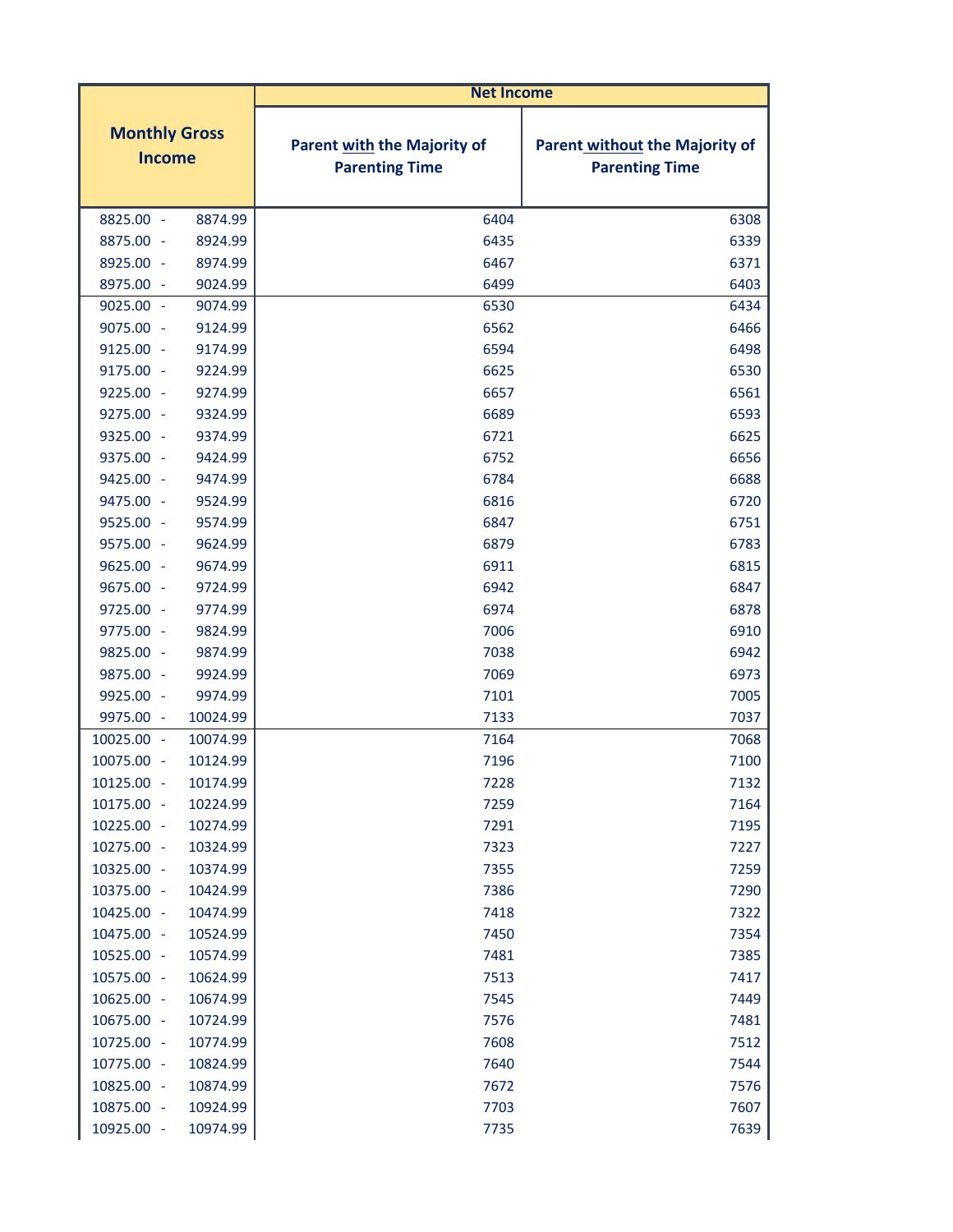| Monthly Gross Income | Net Income | |
|---|---|---|
| | Parent with the Majority of Parenting Time | Parent without the Majority of Parenting Time |
| 8825.00 - 8874.99 | 6404 | 6308 |
| 8875.00 - 8924.99 | 6435 | 6339 |
| 8925.00 - 8974.99 | 6467 | 6371 |
| 8975.00 - 9024.99 | 6499 | 6403 |
| 9025.00 - 9074.99 | 6530 | 6434 |
| 9075.00 - 9124.99 | 6562 | 6466 |
| 9125.00 - 9174.99 | 6594 | 6498 |
| 9175.00 - 9224.99 | 6625 | 6530 |
| 9225.00 - 9274.99 | 6657 | 6561 |
| 9275.00 - 9324.99 | 6689 | 6593 |
| 9325.00 - 9374.99 | 6721 | 6625 |
| 9375.00 - 9424.99 | 6752 | 6656 |
| 9425.00 - 9474.99 | 6784 | 6688 |
| 9475.00 - 9524.99 | 6816 | 6720 |
| 9525.00 - 9574.99 | 6847 | 6751 |
| 9575.00 - 9624.99 | 6879 | 6783 |
| 9625.00 - 9674.99 | 6911 | 6815 |
| 9675.00 - 9724.99 | 6942 | 6847 |
| 9725.00 - 9774.99 | 6974 | 6878 |
| 9775.00 - 9824.99 | 7006 | 6910 |
| 9825.00 - 9874.99 | 7038 | 6942 |
| 9875.00 - 9924.99 | 7069 | 6973 |
| 9925.00 - 9974.99 | 7101 | 7005 |
| 9975.00 - 10024.99 | 7133 | 7037 |
| 10025.00 - 10074.99 | 7164 | 7068 |
| 10075.00 - 10124.99 | 7196 | 7100 |
| 10125.00 - 10174.99 | 7228 | 7132 |
| 10175.00 - 10224.99 | 7259 | 7164 |
| 10225.00 - 10274.99 | 7291 | 7195 |
| 10275.00 - 10324.99 | 7323 | 7227 |
| 10325.00 - 10374.99 | 7355 | 7259 |
| 10375.00 - 10424.99 | 7386 | 7290 |
| 10425.00 - 10474.99 | 7418 | 7322 |
| 10475.00 - 10524.99 | 7450 | 7354 |
| 10525.00 - 10574.99 | 7481 | 7385 |
| 10575.00 - 10624.99 | 7513 | 7417 |
| 10625.00 - 10674.99 | 7545 | 7449 |
| 10675.00 - 10724.99 | 7576 | 7481 |
| 10725.00 - 10774.99 | 7608 | 7512 |
| 10775.00 - 10824.99 | 7640 | 7544 |
| 10825.00 - 10874.99 | 7672 | 7576 |
| 10875.00 - 10924.99 | 7703 | 7607 |
| 10925.00 - 10974.99 | 7735 | 7639 |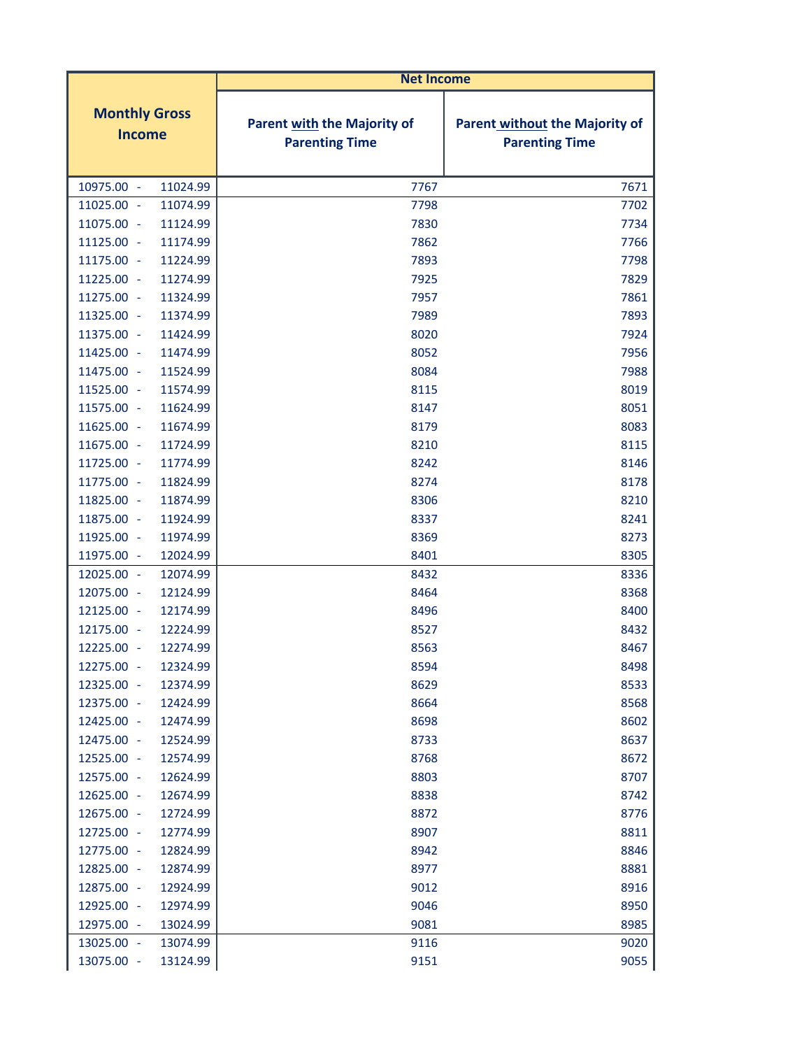| Monthly Gross Income | Net Income | |
|---|---|---|
| | Parent with the Majority of Parenting Time | Parent without the Majority of Parenting Time |
| 10975.00 - 11024.99 | 7767 | 7671 |
| 11025.00 - 11074.99 | 7798 | 7702 |
| 11075.00 - 11124.99 | 7830 | 7734 |
| 11125.00 - 11174.99 | 7862 | 7766 |
| 11175.00 - 11224.99 | 7893 | 7798 |
| 11225.00 - 11274.99 | 7925 | 7829 |
| 11275.00 - 11324.99 | 7957 | 7861 |
| 11325.00 - 11374.99 | 7989 | 7893 |
| 11375.00 - 11424.99 | 8020 | 7924 |
| 11425.00 - 11474.99 | 8052 | 7956 |
| 11475.00 - 11524.99 | 8084 | 7988 |
| 11525.00 - 11574.99 | 8115 | 8019 |
| 11575.00 - 11624.99 | 8147 | 8051 |
| 11625.00 - 11674.99 | 8179 | 8083 |
| 11675.00 - 11724.99 | 8210 | 8115 |
| 11725.00 - 11774.99 | 8242 | 8146 |
| 11775.00 - 11824.99 | 8274 | 8178 |
| 11825.00 - 11874.99 | 8306 | 8210 |
| 11875.00 - 11924.99 | 8337 | 8241 |
| 11925.00 - 11974.99 | 8369 | 8273 |
| 11975.00 - 12024.99 | 8401 | 8305 |
| 12025.00 - 12074.99 | 8432 | 8336 |
| 12075.00 - 12124.99 | 8464 | 8368 |
| 12125.00 - 12174.99 | 8496 | 8400 |
| 12175.00 - 12224.99 | 8527 | 8432 |
| 12225.00 - 12274.99 | 8563 | 8467 |
| 12275.00 - 12324.99 | 8594 | 8498 |
| 12325.00 - 12374.99 | 8629 | 8533 |
| 12375.00 - 12424.99 | 8664 | 8568 |
| 12425.00 - 12474.99 | 8698 | 8602 |
| 12475.00 - 12524.99 | 8733 | 8637 |
| 12525.00 - 12574.99 | 8768 | 8672 |
| 12575.00 - 12624.99 | 8803 | 8707 |
| 12625.00 - 12674.99 | 8838 | 8742 |
| 12675.00 - 12724.99 | 8872 | 8776 |
| 12725.00 - 12774.99 | 8907 | 8811 |
| 12775.00 - 12824.99 | 8942 | 8846 |
| 12825.00 - 12874.99 | 8977 | 8881 |
| 12875.00 - 12924.99 | 9012 | 8916 |
| 12925.00 - 12974.99 | 9046 | 8950 |
| 12975.00 - 13024.99 | 9081 | 8985 |
| 13025.00 - 13074.99 | 9116 | 9020 |
| 13075.00 - 13124.99 | 9151 | 9055 |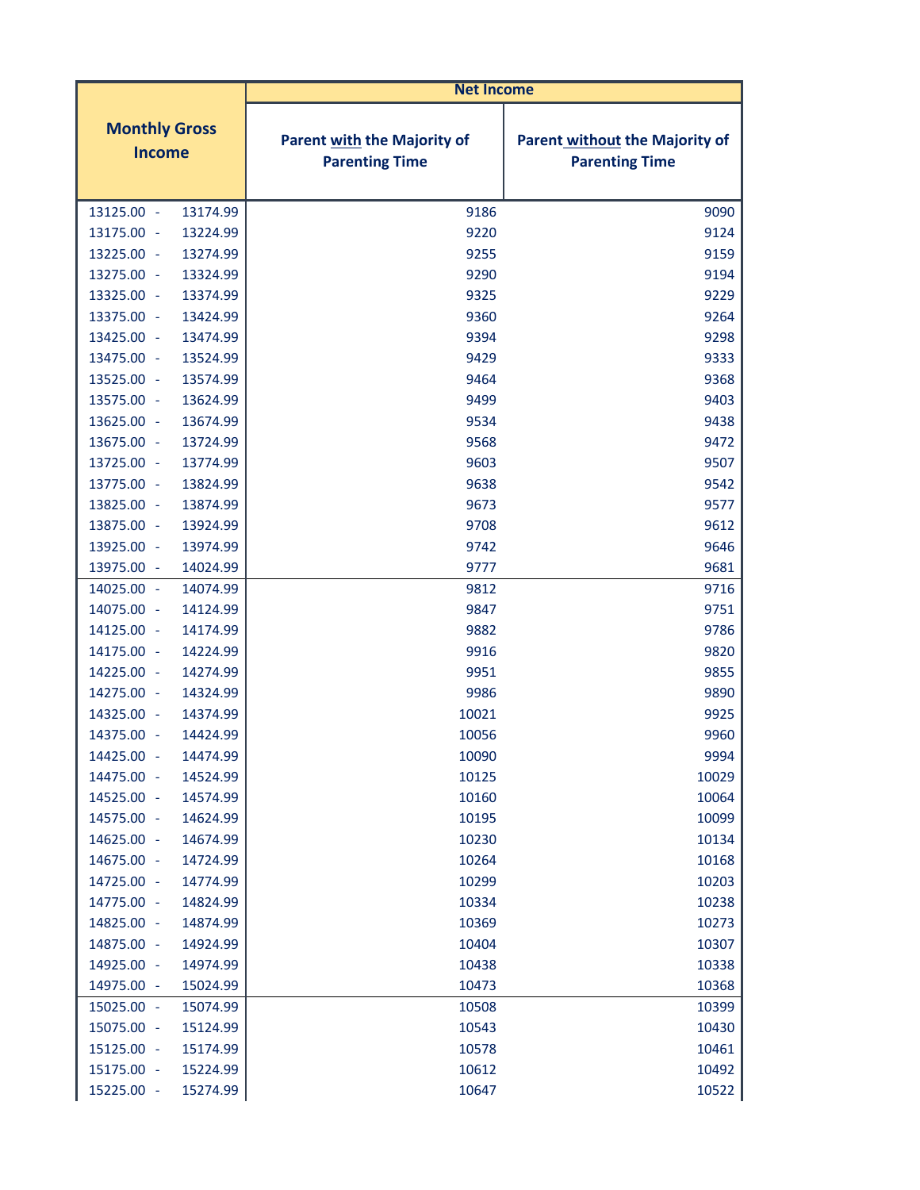| Monthly Gross Income | Net Income | |
|---|---|---|
| | Parent with the Majority of Parenting Time | Parent without the Majority of Parenting Time |
| 13125.00 - 13174.99 | 9186 | 9090 |
| 13175.00 - 13224.99 | 9220 | 9124 |
| 13225.00 - 13274.99 | 9255 | 9159 |
| 13275.00 - 13324.99 | 9290 | 9194 |
| 13325.00 - 13374.99 | 9325 | 9229 |
| 13375.00 - 13424.99 | 9360 | 9264 |
| 13425.00 - 13474.99 | 9394 | 9298 |
| 13475.00 - 13524.99 | 9429 | 9333 |
| 13525.00 - 13574.99 | 9464 | 9368 |
| 13575.00 - 13624.99 | 9499 | 9403 |
| 13625.00 - 13674.99 | 9534 | 9438 |
| 13675.00 - 13724.99 | 9568 | 9472 |
| 13725.00 - 13774.99 | 9603 | 9507 |
| 13775.00 - 13824.99 | 9638 | 9542 |
| 13825.00 - 13874.99 | 9673 | 9577 |
| 13875.00 - 13924.99 | 9708 | 9612 |
| 13925.00 - 13974.99 | 9742 | 9646 |
| 13975.00 - 14024.99 | 9777 | 9681 |
| 14025.00 - 14074.99 | 9812 | 9716 |
| 14075.00 - 14124.99 | 9847 | 9751 |
| 14125.00 - 14174.99 | 9882 | 9786 |
| 14175.00 - 14224.99 | 9916 | 9820 |
| 14225.00 - 14274.99 | 9951 | 9855 |
| 14275.00 - 14324.99 | 9986 | 9890 |
| 14325.00 - 14374.99 | 10021 | 9925 |
| 14375.00 - 14424.99 | 10056 | 9960 |
| 14425.00 - 14474.99 | 10090 | 9994 |
| 14475.00 - 14524.99 | 10125 | 10029 |
| 14525.00 - 14574.99 | 10160 | 10064 |
| 14575.00 - 14624.99 | 10195 | 10099 |
| 14625.00 - 14674.99 | 10230 | 10134 |
| 14675.00 - 14724.99 | 10264 | 10168 |
| 14725.00 - 14774.99 | 10299 | 10203 |
| 14775.00 - 14824.99 | 10334 | 10238 |
| 14825.00 - 14874.99 | 10369 | 10273 |
| 14875.00 - 14924.99 | 10404 | 10307 |
| 14925.00 - 14974.99 | 10438 | 10338 |
| 14975.00 - 15024.99 | 10473 | 10368 |
| 15025.00 - 15074.99 | 10508 | 10399 |
| 15075.00 - 15124.99 | 10543 | 10430 |
| 15125.00 - 15174.99 | 10578 | 10461 |
| 15175.00 - 15224.99 | 10612 | 10492 |
| 15225.00 - 15274.99 | 10647 | 10522 |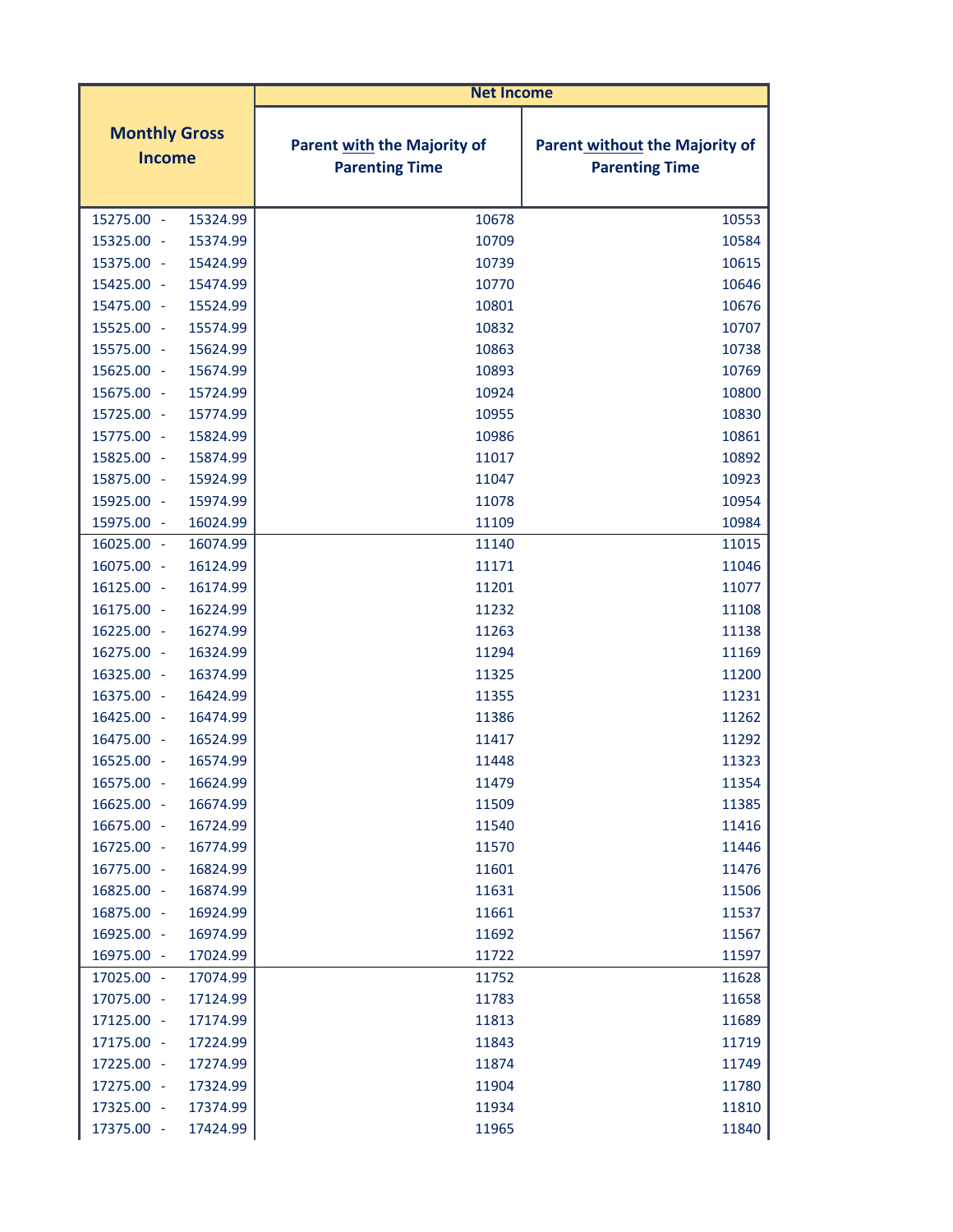| Monthly Gross Income | Net Income | |
|---|---|---|
| | Parent with the Majority of Parenting Time | Parent without the Majority of Parenting Time |
| 15275.00 - 15324.99 | 10678 | 10553 |
| 15325.00 - 15374.99 | 10709 | 10584 |
| 15375.00 - 15424.99 | 10739 | 10615 |
| 15425.00 - 15474.99 | 10770 | 10646 |
| 15475.00 - 15524.99 | 10801 | 10676 |
| 15525.00 - 15574.99 | 10832 | 10707 |
| 15575.00 - 15624.99 | 10863 | 10738 |
| 15625.00 - 15674.99 | 10893 | 10769 |
| 15675.00 - 15724.99 | 10924 | 10800 |
| 15725.00 - 15774.99 | 10955 | 10830 |
| 15775.00 - 15824.99 | 10986 | 10861 |
| 15825.00 - 15874.99 | 11017 | 10892 |
| 15875.00 - 15924.99 | 11047 | 10923 |
| 15925.00 - 15974.99 | 11078 | 10954 |
| 15975.00 - 16024.99 | 11109 | 10984 |
| 16025.00 - 16074.99 | 11140 | 11015 |
| 16075.00 - 16124.99 | 11171 | 11046 |
| 16125.00 - 16174.99 | 11201 | 11077 |
| 16175.00 - 16224.99 | 11232 | 11108 |
| 16225.00 - 16274.99 | 11263 | 11138 |
| 16275.00 - 16324.99 | 11294 | 11169 |
| 16325.00 - 16374.99 | 11325 | 11200 |
| 16375.00 - 16424.99 | 11355 | 11231 |
| 16425.00 - 16474.99 | 11386 | 11262 |
| 16475.00 - 16524.99 | 11417 | 11292 |
| 16525.00 - 16574.99 | 11448 | 11323 |
| 16575.00 - 16624.99 | 11479 | 11354 |
| 16625.00 - 16674.99 | 11509 | 11385 |
| 16675.00 - 16724.99 | 11540 | 11416 |
| 16725.00 - 16774.99 | 11570 | 11446 |
| 16775.00 - 16824.99 | 11601 | 11476 |
| 16825.00 - 16874.99 | 11631 | 11506 |
| 16875.00 - 16924.99 | 11661 | 11537 |
| 16925.00 - 16974.99 | 11692 | 11567 |
| 16975.00 - 17024.99 | 11722 | 11597 |
| 17025.00 - 17074.99 | 11752 | 11628 |
| 17075.00 - 17124.99 | 11783 | 11658 |
| 17125.00 - 17174.99 | 11813 | 11689 |
| 17175.00 - 17224.99 | 11843 | 11719 |
| 17225.00 - 17274.99 | 11874 | 11749 |
| 17275.00 - 17324.99 | 11904 | 11780 |
| 17325.00 - 17374.99 | 11934 | 11810 |
| 17375.00 - 17424.99 | 11965 | 11840 |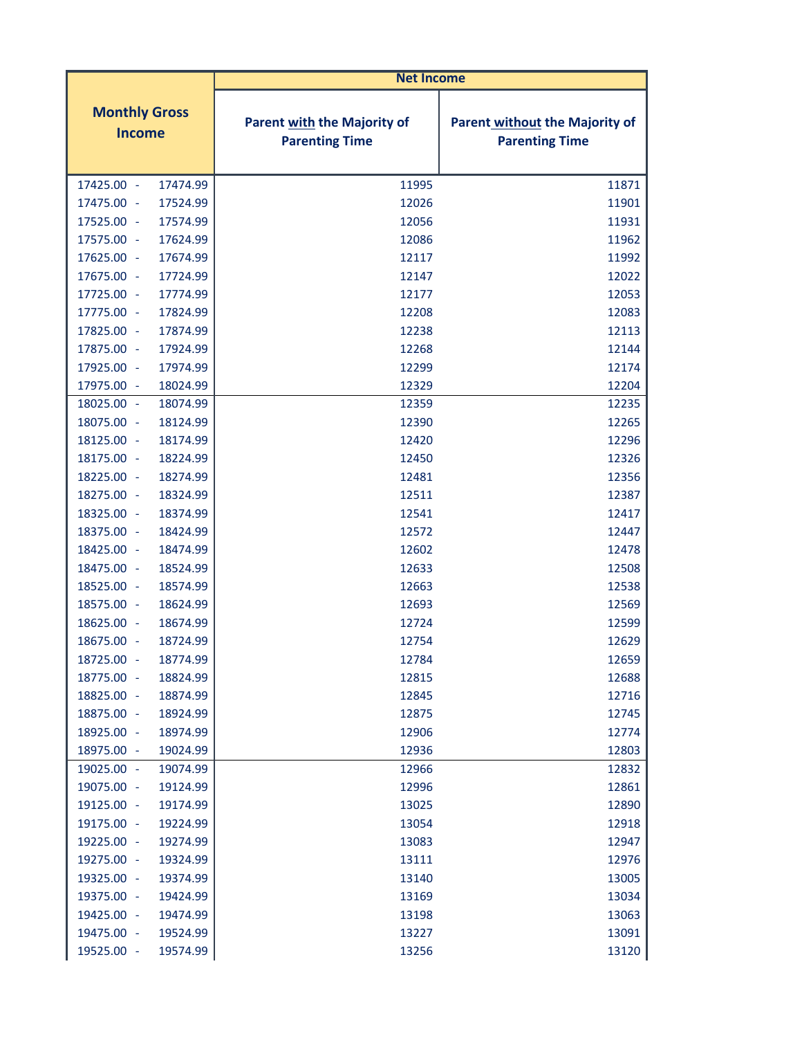| Monthly Gross Income | Net Income | |
|---|---|---|
| | Parent <u>with</u> the Majority of Parenting Time | Parent <u>without</u> the Majority of Parenting Time |
| 17425.00 - 17474.99 | 11995 | 11871 |
| 17475.00 - 17524.99 | 12026 | 11901 |
| 17525.00 - 17574.99 | 12056 | 11931 |
| 17575.00 - 17624.99 | 12086 | 11962 |
| 17625.00 - 17674.99 | 12117 | 11992 |
| 17675.00 - 17724.99 | 12147 | 12022 |
| 17725.00 - 17774.99 | 12177 | 12053 |
| 17775.00 - 17824.99 | 12208 | 12083 |
| 17825.00 - 17874.99 | 12238 | 12113 |
| 17875.00 - 17924.99 | 12268 | 12144 |
| 17925.00 - 17974.99 | 12299 | 12174 |
| 17975.00 - 18024.99 | 12329 | 12204 |
| 18025.00 - 18074.99 | 12359 | 12235 |
| 18075.00 - 18124.99 | 12390 | 12265 |
| 18125.00 - 18174.99 | 12420 | 12296 |
| 18175.00 - 18224.99 | 12450 | 12326 |
| 18225.00 - 18274.99 | 12481 | 12356 |
| 18275.00 - 18324.99 | 12511 | 12387 |
| 18325.00 - 18374.99 | 12541 | 12417 |
| 18375.00 - 18424.99 | 12572 | 12447 |
| 18425.00 - 18474.99 | 12602 | 12478 |
| 18475.00 - 18524.99 | 12633 | 12508 |
| 18525.00 - 18574.99 | 12663 | 12538 |
| 18575.00 - 18624.99 | 12693 | 12569 |
| 18625.00 - 18674.99 | 12724 | 12599 |
| 18675.00 - 18724.99 | 12754 | 12629 |
| 18725.00 - 18774.99 | 12784 | 12659 |
| 18775.00 - 18824.99 | 12815 | 12688 |
| 18825.00 - 18874.99 | 12845 | 12716 |
| 18875.00 - 18924.99 | 12875 | 12745 |
| 18925.00 - 18974.99 | 12906 | 12774 |
| 18975.00 - 19024.99 | 12936 | 12803 |
| 19025.00 - 19074.99 | 12966 | 12832 |
| 19075.00 - 19124.99 | 12996 | 12861 |
| 19125.00 - 19174.99 | 13025 | 12890 |
| 19175.00 - 19224.99 | 13054 | 12918 |
| 19225.00 - 19274.99 | 13083 | 12947 |
| 19275.00 - 19324.99 | 13111 | 12976 |
| 19325.00 - 19374.99 | 13140 | 13005 |
| 19375.00 - 19424.99 | 13169 | 13034 |
| 19425.00 - 19474.99 | 13198 | 13063 |
| 19475.00 - 19524.99 | 13227 | 13091 |
| 19525.00 - 19574.99 | 13256 | 13120 |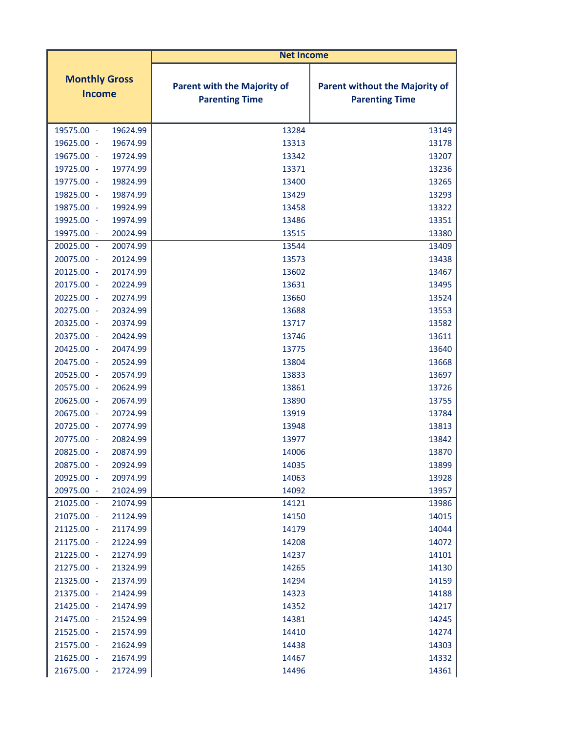| Monthly Gross Income | Net Income | |
|---|---|---|
| | Parent with the Majority of Parenting Time | Parent without the Majority of Parenting Time |
| 19575.00 - 19624.99 | 13284 | 13149 |
| 19625.00 - 19674.99 | 13313 | 13178 |
| 19675.00 - 19724.99 | 13342 | 13207 |
| 19725.00 - 19774.99 | 13371 | 13236 |
| 19775.00 - 19824.99 | 13400 | 13265 |
| 19825.00 - 19874.99 | 13429 | 13293 |
| 19875.00 - 19924.99 | 13458 | 13322 |
| 19925.00 - 19974.99 | 13486 | 13351 |
| 19975.00 - 20024.99 | 13515 | 13380 |
| 20025.00 - 20074.99 | 13544 | 13409 |
| 20075.00 - 20124.99 | 13573 | 13438 |
| 20125.00 - 20174.99 | 13602 | 13467 |
| 20175.00 - 20224.99 | 13631 | 13495 |
| 20225.00 - 20274.99 | 13660 | 13524 |
| 20275.00 - 20324.99 | 13688 | 13553 |
| 20325.00 - 20374.99 | 13717 | 13582 |
| 20375.00 - 20424.99 | 13746 | 13611 |
| 20425.00 - 20474.99 | 13775 | 13640 |
| 20475.00 - 20524.99 | 13804 | 13668 |
| 20525.00 - 20574.99 | 13833 | 13697 |
| 20575.00 - 20624.99 | 13861 | 13726 |
| 20625.00 - 20674.99 | 13890 | 13755 |
| 20675.00 - 20724.99 | 13919 | 13784 |
| 20725.00 - 20774.99 | 13948 | 13813 |
| 20775.00 - 20824.99 | 13977 | 13842 |
| 20825.00 - 20874.99 | 14006 | 13870 |
| 20875.00 - 20924.99 | 14035 | 13899 |
| 20925.00 - 20974.99 | 14063 | 13928 |
| 20975.00 - 21024.99 | 14092 | 13957 |
| 21025.00 - 21074.99 | 14121 | 13986 |
| 21075.00 - 21124.99 | 14150 | 14015 |
| 21125.00 - 21174.99 | 14179 | 14044 |
| 21175.00 - 21224.99 | 14208 | 14072 |
| 21225.00 - 21274.99 | 14237 | 14101 |
| 21275.00 - 21324.99 | 14265 | 14130 |
| 21325.00 - 21374.99 | 14294 | 14159 |
| 21375.00 - 21424.99 | 14323 | 14188 |
| 21425.00 - 21474.99 | 14352 | 14217 |
| 21475.00 - 21524.99 | 14381 | 14245 |
| 21525.00 - 21574.99 | 14410 | 14274 |
| 21575.00 - 21624.99 | 14438 | 14303 |
| 21625.00 - 21674.99 | 14467 | 14332 |
| 21675.00 - 21724.99 | 14496 | 14361 |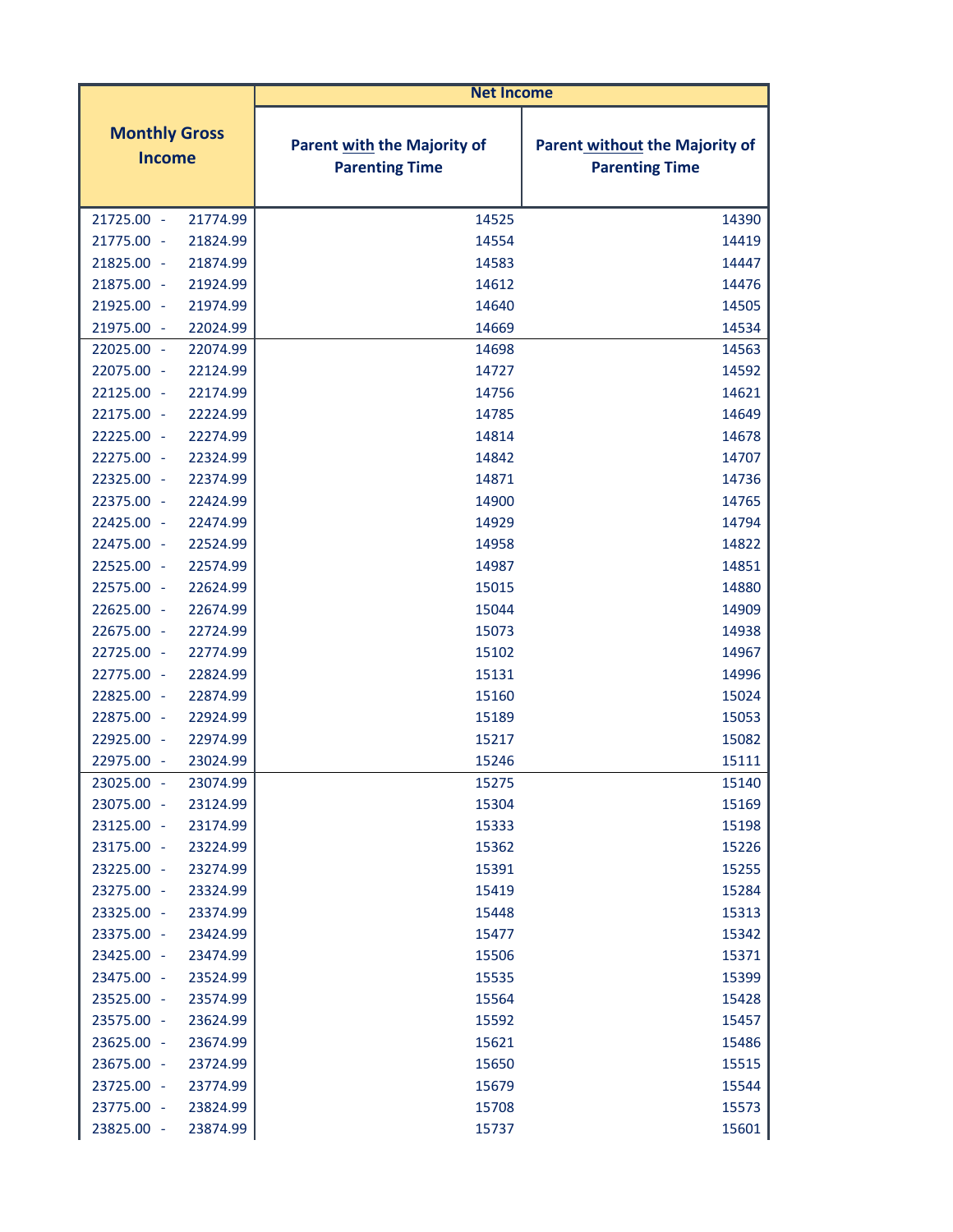| Monthly Gross Income | Net Income | |
|---|---|---|
| | Parent with the Majority of Parenting Time | Parent without the Majority of Parenting Time |
| 21725.00 - 21774.99 | 14525 | 14390 |
| 21775.00 - 21824.99 | 14554 | 14419 |
| 21825.00 - 21874.99 | 14583 | 14447 |
| 21875.00 - 21924.99 | 14612 | 14476 |
| 21925.00 - 21974.99 | 14640 | 14505 |
| 21975.00 - 22024.99 | 14669 | 14534 |
| 22025.00 - 22074.99 | 14698 | 14563 |
| 22075.00 - 22124.99 | 14727 | 14592 |
| 22125.00 - 22174.99 | 14756 | 14621 |
| 22175.00 - 22224.99 | 14785 | 14649 |
| 22225.00 - 22274.99 | 14814 | 14678 |
| 22275.00 - 22324.99 | 14842 | 14707 |
| 22325.00 - 22374.99 | 14871 | 14736 |
| 22375.00 - 22424.99 | 14900 | 14765 |
| 22425.00 - 22474.99 | 14929 | 14794 |
| 22475.00 - 22524.99 | 14958 | 14822 |
| 22525.00 - 22574.99 | 14987 | 14851 |
| 22575.00 - 22624.99 | 15015 | 14880 |
| 22625.00 - 22674.99 | 15044 | 14909 |
| 22675.00 - 22724.99 | 15073 | 14938 |
| 22725.00 - 22774.99 | 15102 | 14967 |
| 22775.00 - 22824.99 | 15131 | 14996 |
| 22825.00 - 22874.99 | 15160 | 15024 |
| 22875.00 - 22924.99 | 15189 | 15053 |
| 22925.00 - 22974.99 | 15217 | 15082 |
| 22975.00 - 23024.99 | 15246 | 15111 |
| 23025.00 - 23074.99 | 15275 | 15140 |
| 23075.00 - 23124.99 | 15304 | 15169 |
| 23125.00 - 23174.99 | 15333 | 15198 |
| 23175.00 - 23224.99 | 15362 | 15226 |
| 23225.00 - 23274.99 | 15391 | 15255 |
| 23275.00 - 23324.99 | 15419 | 15284 |
| 23325.00 - 23374.99 | 15448 | 15313 |
| 23375.00 - 23424.99 | 15477 | 15342 |
| 23425.00 - 23474.99 | 15506 | 15371 |
| 23475.00 - 23524.99 | 15535 | 15399 |
| 23525.00 - 23574.99 | 15564 | 15428 |
| 23575.00 - 23624.99 | 15592 | 15457 |
| 23625.00 - 23674.99 | 15621 | 15486 |
| 23675.00 - 23724.99 | 15650 | 15515 |
| 23725.00 - 23774.99 | 15679 | 15544 |
| 23775.00 - 23824.99 | 15708 | 15573 |
| 23825.00 - 23874.99 | 15737 | 15601 |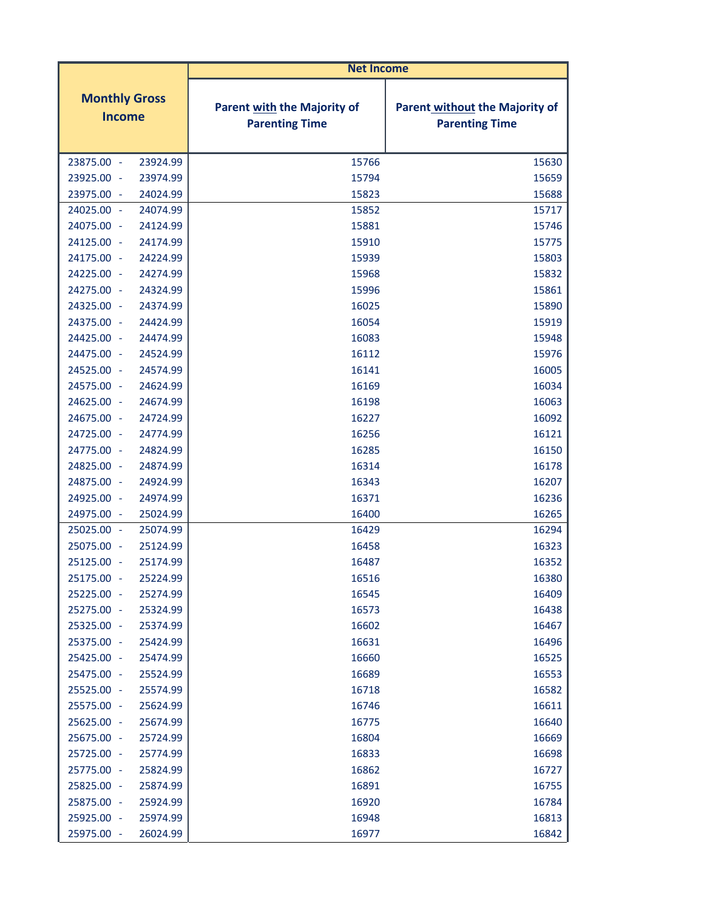| Monthly Gross Income | Net Income | |
|---|---|---|
| | Parent with the Majority of Parenting Time | Parent without the Majority of Parenting Time |
| 23875.00 - 23924.99 | 15766 | 15630 |
| 23925.00 - 23974.99 | 15794 | 15659 |
| 23975.00 - 24024.99 | 15823 | 15688 |
| 24025.00 - 24074.99 | 15852 | 15717 |
| 24075.00 - 24124.99 | 15881 | 15746 |
| 24125.00 - 24174.99 | 15910 | 15775 |
| 24175.00 - 24224.99 | 15939 | 15803 |
| 24225.00 - 24274.99 | 15968 | 15832 |
| 24275.00 - 24324.99 | 15996 | 15861 |
| 24325.00 - 24374.99 | 16025 | 15890 |
| 24375.00 - 24424.99 | 16054 | 15919 |
| 24425.00 - 24474.99 | 16083 | 15948 |
| 24475.00 - 24524.99 | 16112 | 15976 |
| 24525.00 - 24574.99 | 16141 | 16005 |
| 24575.00 - 24624.99 | 16169 | 16034 |
| 24625.00 - 24674.99 | 16198 | 16063 |
| 24675.00 - 24724.99 | 16227 | 16092 |
| 24725.00 - 24774.99 | 16256 | 16121 |
| 24775.00 - 24824.99 | 16285 | 16150 |
| 24825.00 - 24874.99 | 16314 | 16178 |
| 24875.00 - 24924.99 | 16343 | 16207 |
| 24925.00 - 24974.99 | 16371 | 16236 |
| 24975.00 - 25024.99 | 16400 | 16265 |
| 25025.00 - 25074.99 | 16429 | 16294 |
| 25075.00 - 25124.99 | 16458 | 16323 |
| 25125.00 - 25174.99 | 16487 | 16352 |
| 25175.00 - 25224.99 | 16516 | 16380 |
| 25225.00 - 25274.99 | 16545 | 16409 |
| 25275.00 - 25324.99 | 16573 | 16438 |
| 25325.00 - 25374.99 | 16602 | 16467 |
| 25375.00 - 25424.99 | 16631 | 16496 |
| 25425.00 - 25474.99 | 16660 | 16525 |
| 25475.00 - 25524.99 | 16689 | 16553 |
| 25525.00 - 25574.99 | 16718 | 16582 |
| 25575.00 - 25624.99 | 16746 | 16611 |
| 25625.00 - 25674.99 | 16775 | 16640 |
| 25675.00 - 25724.99 | 16804 | 16669 |
| 25725.00 - 25774.99 | 16833 | 16698 |
| 25775.00 - 25824.99 | 16862 | 16727 |
| 25825.00 - 25874.99 | 16891 | 16755 |
| 25875.00 - 25924.99 | 16920 | 16784 |
| 25925.00 - 25974.99 | 16948 | 16813 |
| 25975.00 - 26024.99 | 16977 | 16842 |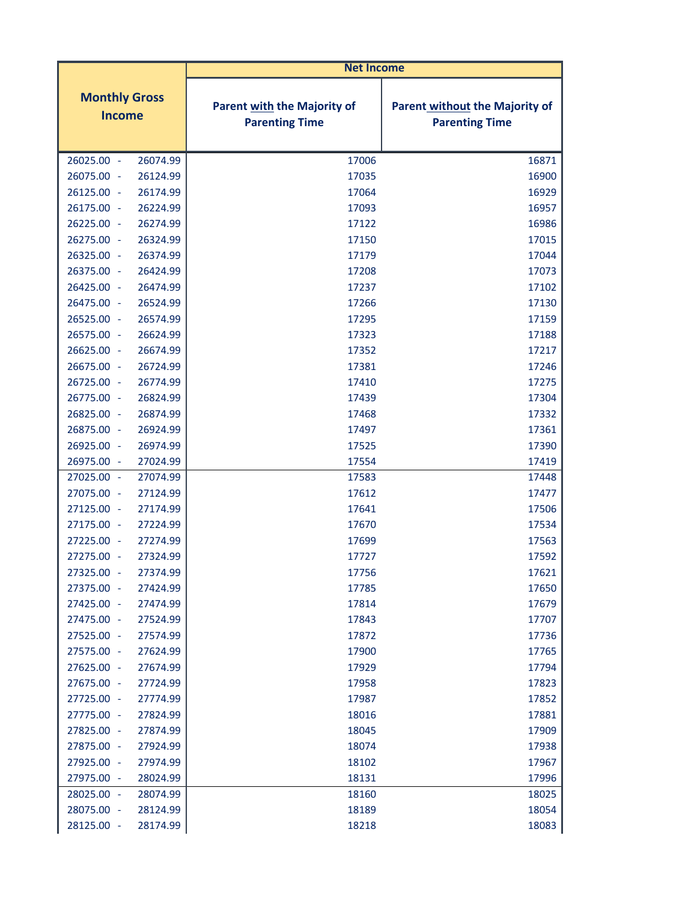| Monthly Gross Income | Net Income | |
|---|---|---|
| | Parent with the Majority of Parenting Time | Parent without the Majority of Parenting Time |
| 26025.00 - 26074.99 | 17006 | 16871 |
| 26075.00 - 26124.99 | 17035 | 16900 |
| 26125.00 - 26174.99 | 17064 | 16929 |
| 26175.00 - 26224.99 | 17093 | 16957 |
| 26225.00 - 26274.99 | 17122 | 16986 |
| 26275.00 - 26324.99 | 17150 | 17015 |
| 26325.00 - 26374.99 | 17179 | 17044 |
| 26375.00 - 26424.99 | 17208 | 17073 |
| 26425.00 - 26474.99 | 17237 | 17102 |
| 26475.00 - 26524.99 | 17266 | 17130 |
| 26525.00 - 26574.99 | 17295 | 17159 |
| 26575.00 - 26624.99 | 17323 | 17188 |
| 26625.00 - 26674.99 | 17352 | 17217 |
| 26675.00 - 26724.99 | 17381 | 17246 |
| 26725.00 - 26774.99 | 17410 | 17275 |
| 26775.00 - 26824.99 | 17439 | 17304 |
| 26825.00 - 26874.99 | 17468 | 17332 |
| 26875.00 - 26924.99 | 17497 | 17361 |
| 26925.00 - 26974.99 | 17525 | 17390 |
| 26975.00 - 27024.99 | 17554 | 17419 |
| 27025.00 - 27074.99 | 17583 | 17448 |
| 27075.00 - 27124.99 | 17612 | 17477 |
| 27125.00 - 27174.99 | 17641 | 17506 |
| 27175.00 - 27224.99 | 17670 | 17534 |
| 27225.00 - 27274.99 | 17699 | 17563 |
| 27275.00 - 27324.99 | 17727 | 17592 |
| 27325.00 - 27374.99 | 17756 | 17621 |
| 27375.00 - 27424.99 | 17785 | 17650 |
| 27425.00 - 27474.99 | 17814 | 17679 |
| 27475.00 - 27524.99 | 17843 | 17707 |
| 27525.00 - 27574.99 | 17872 | 17736 |
| 27575.00 - 27624.99 | 17900 | 17765 |
| 27625.00 - 27674.99 | 17929 | 17794 |
| 27675.00 - 27724.99 | 17958 | 17823 |
| 27725.00 - 27774.99 | 17987 | 17852 |
| 27775.00 - 27824.99 | 18016 | 17881 |
| 27825.00 - 27874.99 | 18045 | 17909 |
| 27875.00 - 27924.99 | 18074 | 17938 |
| 27925.00 - 27974.99 | 18102 | 17967 |
| 27975.00 - 28024.99 | 18131 | 17996 |
| 28025.00 - 28074.99 | 18160 | 18025 |
| 28075.00 - 28124.99 | 18189 | 18054 |
| 28125.00 - 28174.99 | 18218 | 18083 |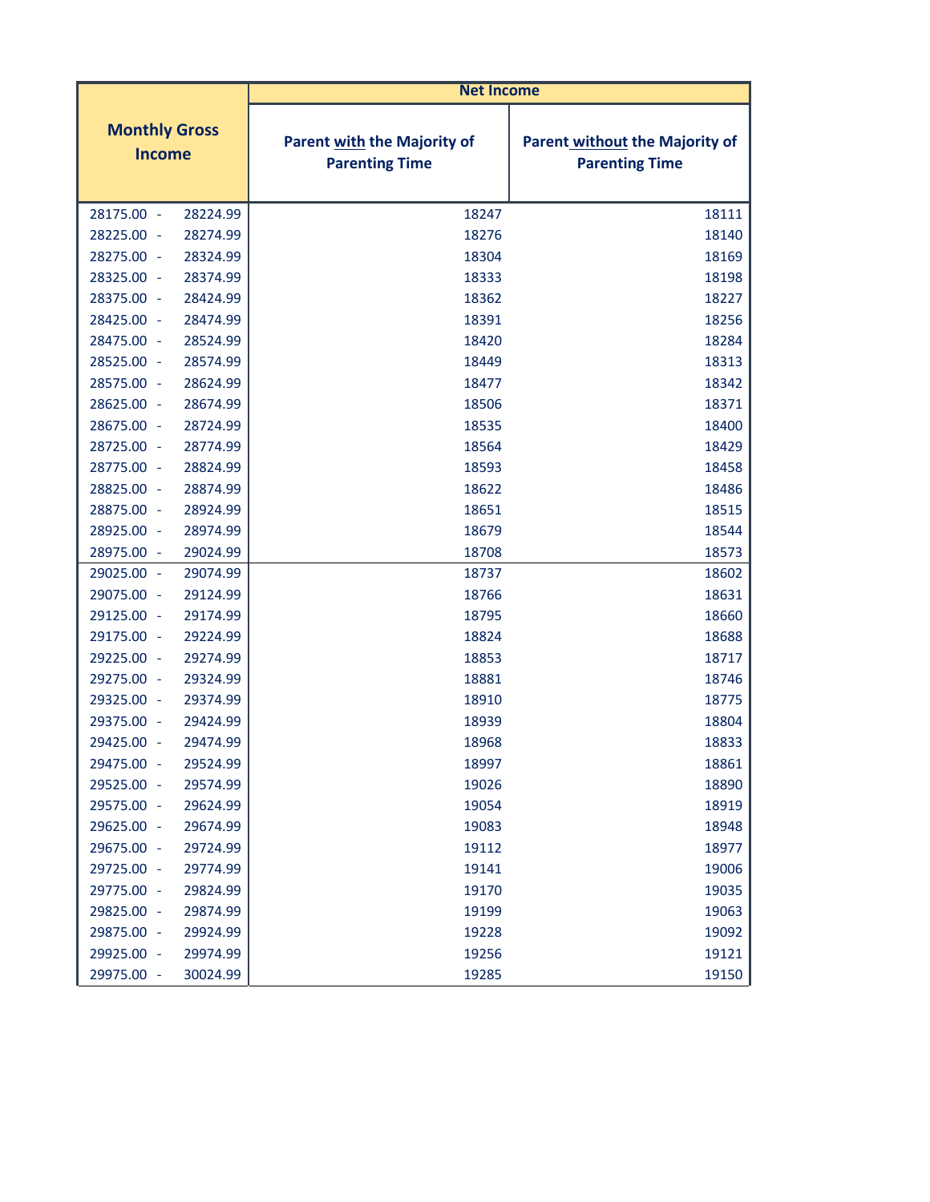| Monthly Gross Income | Net Income | |
|---|---|---|
| | Parent with the Majority of Parenting Time | Parent without the Majority of Parenting Time |
| 28175.00 - 28224.99 | 18247 | 18111 |
| 28225.00 - 28274.99 | 18276 | 18140 |
| 28275.00 - 28324.99 | 18304 | 18169 |
| 28325.00 - 28374.99 | 18333 | 18198 |
| 28375.00 - 28424.99 | 18362 | 18227 |
| 28425.00 - 28474.99 | 18391 | 18256 |
| 28475.00 - 28524.99 | 18420 | 18284 |
| 28525.00 - 28574.99 | 18449 | 18313 |
| 28575.00 - 28624.99 | 18477 | 18342 |
| 28625.00 - 28674.99 | 18506 | 18371 |
| 28675.00 - 28724.99 | 18535 | 18400 |
| 28725.00 - 28774.99 | 18564 | 18429 |
| 28775.00 - 28824.99 | 18593 | 18458 |
| 28825.00 - 28874.99 | 18622 | 18486 |
| 28875.00 - 28924.99 | 18651 | 18515 |
| 28925.00 - 28974.99 | 18679 | 18544 |
| 28975.00 - 29024.99 | 18708 | 18573 |
| 29025.00 - 29074.99 | 18737 | 18602 |
| 29075.00 - 29124.99 | 18766 | 18631 |
| 29125.00 - 29174.99 | 18795 | 18660 |
| 29175.00 - 29224.99 | 18824 | 18688 |
| 29225.00 - 29274.99 | 18853 | 18717 |
| 29275.00 - 29324.99 | 18881 | 18746 |
| 29325.00 - 29374.99 | 18910 | 18775 |
| 29375.00 - 29424.99 | 18939 | 18804 |
| 29425.00 - 29474.99 | 18968 | 18833 |
| 29475.00 - 29524.99 | 18997 | 18861 |
| 29525.00 - 29574.99 | 19026 | 18890 |
| 29575.00 - 29624.99 | 19054 | 18919 |
| 29625.00 - 29674.99 | 19083 | 18948 |
| 29675.00 - 29724.99 | 19112 | 18977 |
| 29725.00 - 29774.99 | 19141 | 19006 |
| 29775.00 - 29824.99 | 19170 | 19035 |
| 29825.00 - 29874.99 | 19199 | 19063 |
| 29875.00 - 29924.99 | 19228 | 19092 |
| 29925.00 - 29974.99 | 19256 | 19121 |
| 29975.00 - 30024.99 | 19285 | 19150 |